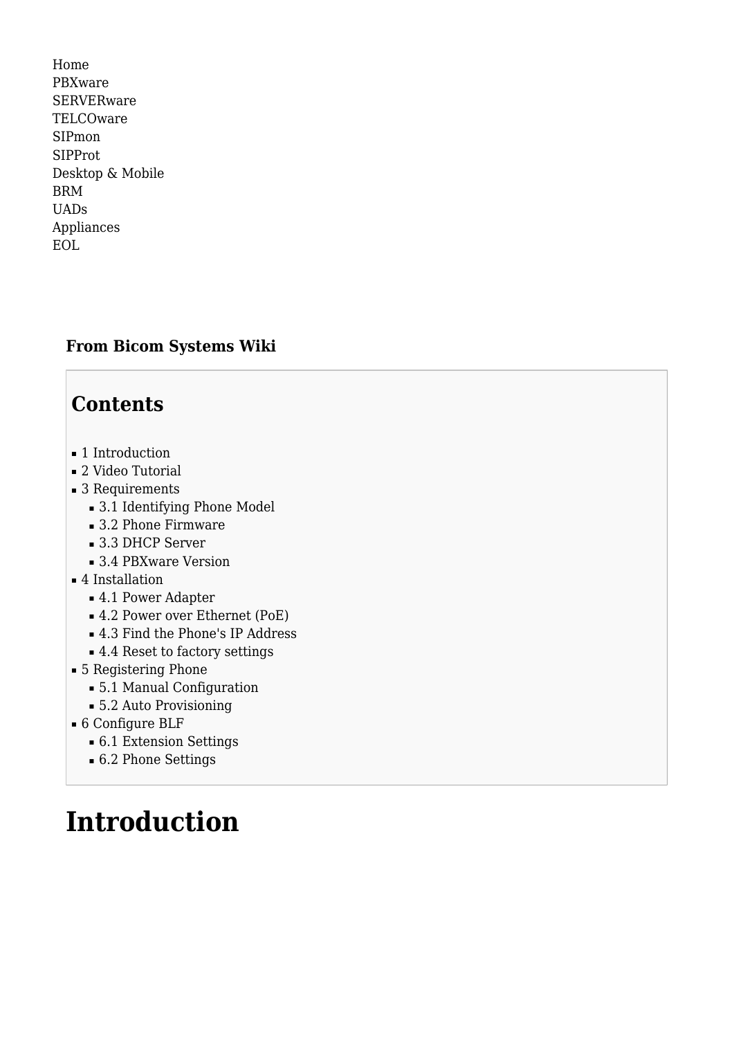Home
PBXware
SERVERware
TELCOware
SIPmon
SIPProt
Desktop & Mobile
BRM
UADs
Appliances
EOL

**From Bicom Systems Wiki**

## Contents

- 1 Introduction
- 2 Video Tutorial
- 3 Requirements
  - 3.1 Identifying Phone Model
  - 3.2 Phone Firmware
  - 3.3 DHCP Server
  - 3.4 PBXware Version
- 4 Installation
  - 4.1 Power Adapter
  - 4.2 Power over Ethernet (PoE)
  - 4.3 Find the Phone's IP Address
  - 4.4 Reset to factory settings
- 5 Registering Phone
  - 5.1 Manual Configuration
  - 5.2 Auto Provisioning
- 6 Configure BLF
  - 6.1 Extension Settings
  - 6.2 Phone Settings

# Introduction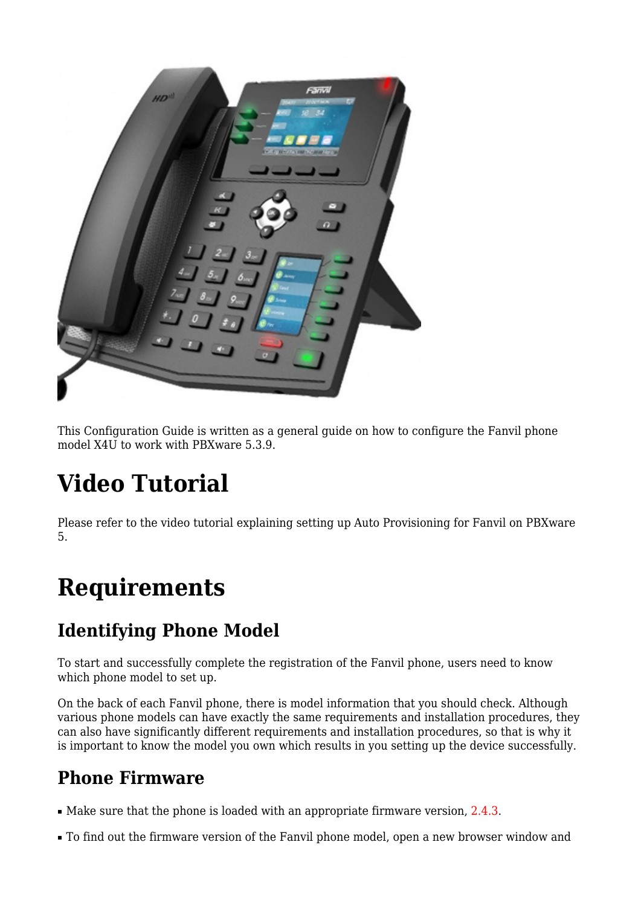This Configuration Guide is written as a general guide on how to configure the Fanvil phone model X4U to work with PBXware 5.3.9.

# Video Tutorial

Please refer to the video tutorial explaining setting up Auto Provisioning for Fanvil on PBXware 5.

# Requirements

## Identifying Phone Model

To start and successfully complete the registration of the Fanvil phone, users need to know which phone model to set up.

On the back of each Fanvil phone, there is model information that you should check. Although various phone models can have exactly the same requirements and installation procedures, they can also have significantly different requirements and installation procedures, so that is why it is important to know the model you own which results in you setting up the device successfully.

## Phone Firmware

- Make sure that the phone is loaded with an appropriate firmware version, 2.4.3.
- To find out the firmware version of the Fanvil phone model, open a new browser window and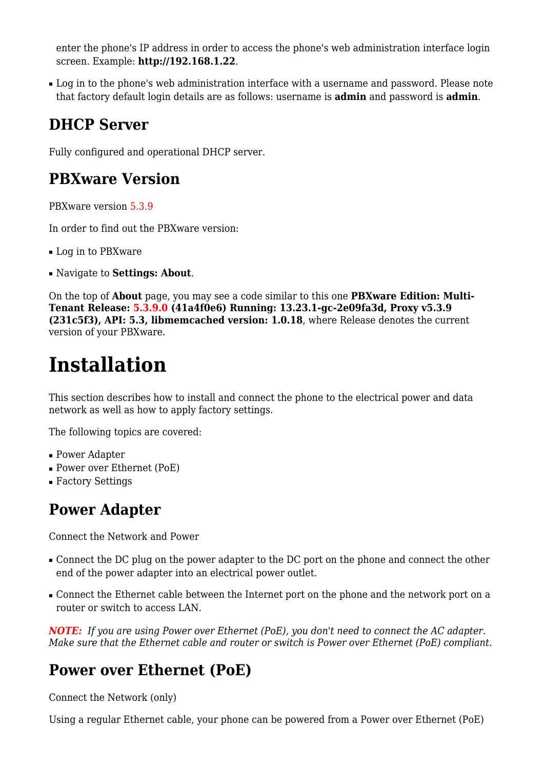enter the phone's IP address in order to access the phone's web administration interface login screen. Example: **http://192.168.1.22**.

- Log in to the phone's web administration interface with a username and password. Please note that factory default login details are as follows: username is **admin** and password is **admin**.

## DHCP Server

Fully configured and operational DHCP server.

## PBXware Version

PBXware version 5.3.9

In order to find out the PBXware version:

- Log in to PBXware
- Navigate to **Settings: About**.

On the top of **About** page, you may see a code similar to this one **PBXware Edition: Multi-Tenant Release: 5.3.9.0 (41a4f0e6) Running: 13.23.1-gc-2e09fa3d, Proxy v5.3.9 (231c5f3), API: 5.3, libmemcached version: 1.0.18**, where Release denotes the current version of your PBXware.

# Installation

This section describes how to install and connect the phone to the electrical power and data network as well as how to apply factory settings.

The following topics are covered:

- Power Adapter
- Power over Ethernet (PoE)
- Factory Settings

## Power Adapter

Connect the Network and Power

- Connect the DC plug on the power adapter to the DC port on the phone and connect the other end of the power adapter into an electrical power outlet.
- Connect the Ethernet cable between the Internet port on the phone and the network port on a router or switch to access LAN.

***NOTE:*** *If you are using Power over Ethernet (PoE), you don't need to connect the AC adapter. Make sure that the Ethernet cable and router or switch is Power over Ethernet (PoE) compliant.*

## Power over Ethernet (PoE)

Connect the Network (only)

Using a regular Ethernet cable, your phone can be powered from a Power over Ethernet (PoE)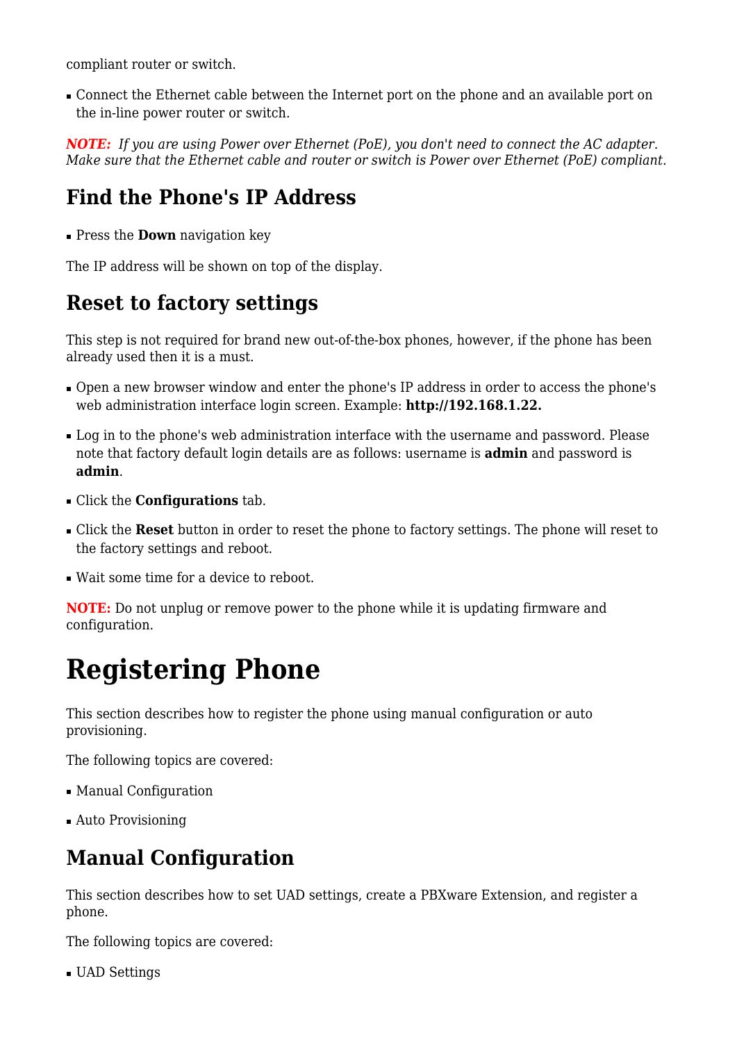compliant router or switch.

- Connect the Ethernet cable between the Internet port on the phone and an available port on the in-line power router or switch.

***NOTE:*** *If you are using Power over Ethernet (PoE), you don't need to connect the AC adapter. Make sure that the Ethernet cable and router or switch is Power over Ethernet (PoE) compliant.*

## Find the Phone's IP Address

- Press the **Down** navigation key

The IP address will be shown on top of the display.

## Reset to factory settings

This step is not required for brand new out-of-the-box phones, however, if the phone has been already used then it is a must.

- Open a new browser window and enter the phone's IP address in order to access the phone's web administration interface login screen. Example: **http://192.168.1.22.**
- Log in to the phone's web administration interface with the username and password. Please note that factory default login details are as follows: username is **admin** and password is **admin**.
- Click the **Configurations** tab.
- Click the **Reset** button in order to reset the phone to factory settings. The phone will reset to the factory settings and reboot.
- Wait some time for a device to reboot.

**NOTE:** Do not unplug or remove power to the phone while it is updating firmware and configuration.

# Registering Phone

This section describes how to register the phone using manual configuration or auto provisioning.

The following topics are covered:

- Manual Configuration
- Auto Provisioning

## Manual Configuration

This section describes how to set UAD settings, create a PBXware Extension, and register a phone.

The following topics are covered:

- UAD Settings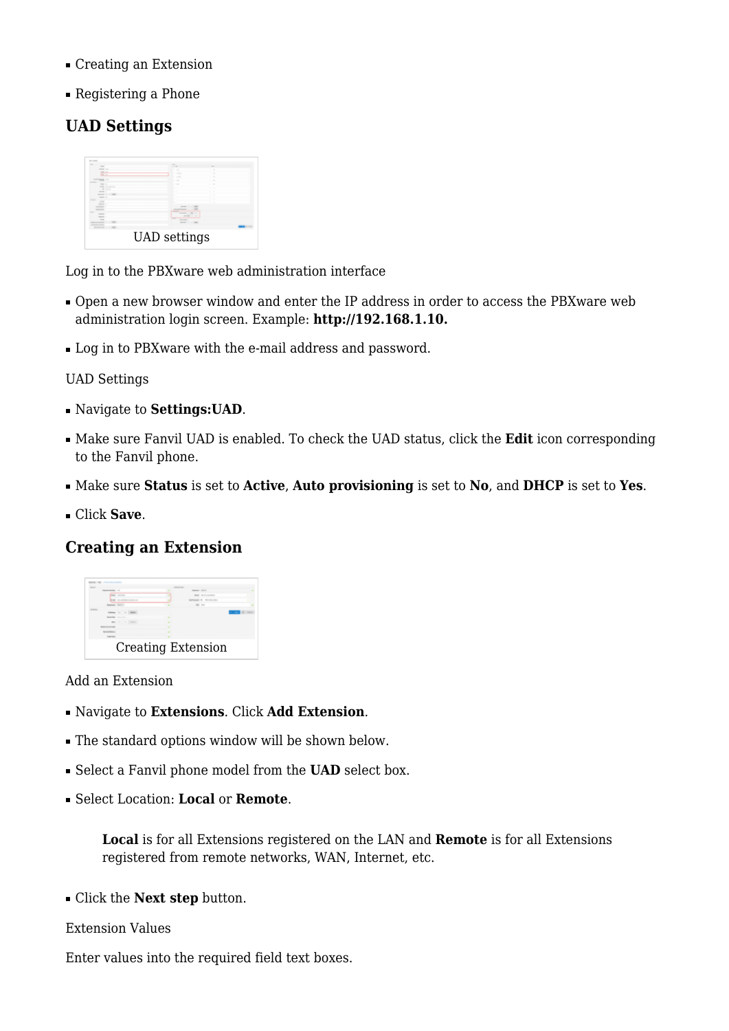- Creating an Extension
- Registering a Phone

## UAD Settings

UAD settings

Log in to the PBXware web administration interface

- Open a new browser window and enter the IP address in order to access the PBXware web administration login screen. Example: **http://192.168.1.10.**
- Log in to PBXware with the e-mail address and password.

UAD Settings

- Navigate to **Settings:UAD**.
- Make sure Fanvil UAD is enabled. To check the UAD status, click the **Edit** icon corresponding to the Fanvil phone.
- Make sure **Status** is set to **Active**, **Auto provisioning** is set to **No**, and **DHCP** is set to **Yes**.
- Click **Save**.

## Creating an Extension

Creating Extension

Add an Extension

- Navigate to **Extensions**. Click **Add Extension**.
- The standard options window will be shown below.
- Select a Fanvil phone model from the **UAD** select box.
- Select Location: **Local** or **Remote**.

  **Local** is for all Extensions registered on the LAN and **Remote** is for all Extensions registered from remote networks, WAN, Internet, etc.

- Click the **Next step** button.

Extension Values

Enter values into the required field text boxes.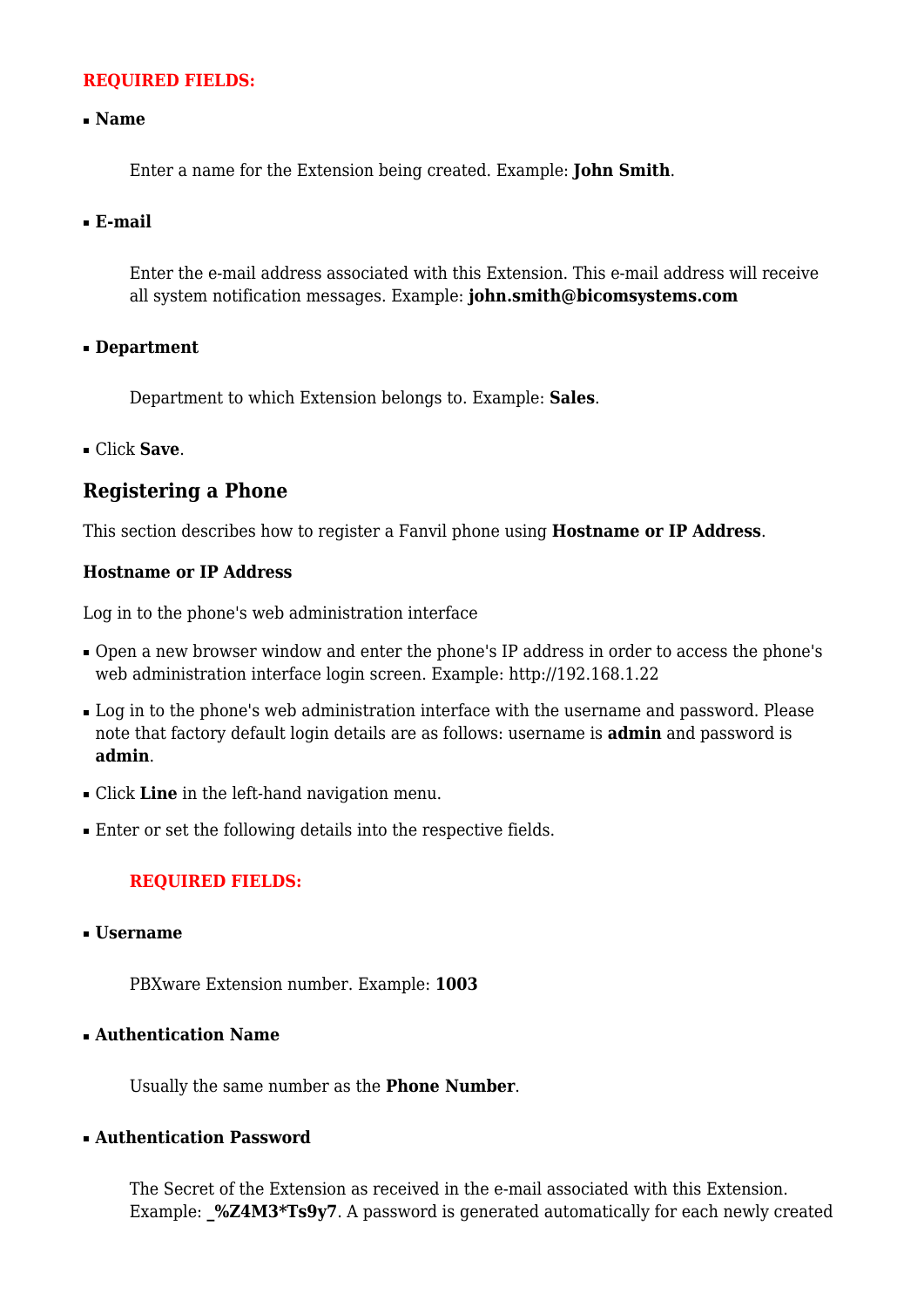**REQUIRED FIELDS:**

- **Name**

  Enter a name for the Extension being created. Example: **John Smith**.

- **E-mail**

  Enter the e-mail address associated with this Extension. This e-mail address will receive all system notification messages. Example: **john.smith@bicomsystems.com**

- **Department**

  Department to which Extension belongs to. Example: **Sales**.

- Click **Save**.

## Registering a Phone

This section describes how to register a Fanvil phone using **Hostname or IP Address**.

### Hostname or IP Address

Log in to the phone's web administration interface

- Open a new browser window and enter the phone's IP address in order to access the phone's web administration interface login screen. Example: http://192.168.1.22
- Log in to the phone's web administration interface with the username and password. Please note that factory default login details are as follows: username is **admin** and password is **admin**.
- Click **Line** in the left-hand navigation menu.
- Enter or set the following details into the respective fields.

  **REQUIRED FIELDS:**

- **Username**

  PBXware Extension number. Example: **1003**

- **Authentication Name**

  Usually the same number as the **Phone Number**.

- **Authentication Password**

  The Secret of the Extension as received in the e-mail associated with this Extension. Example: **_%Z4M3*Ts9y7**. A password is generated automatically for each newly created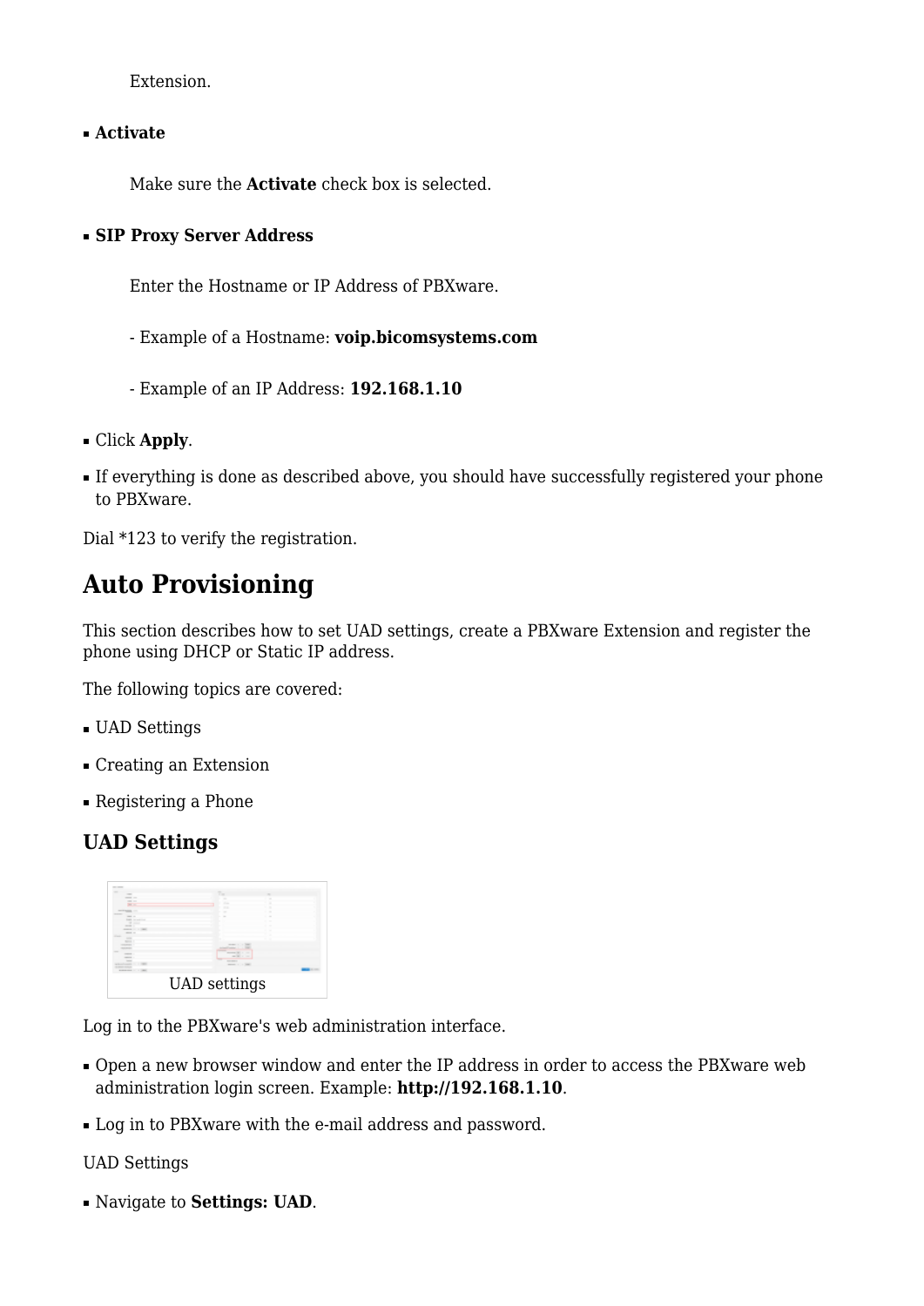Extension.

- **Activate**

  Make sure the **Activate** check box is selected.

- **SIP Proxy Server Address**

  Enter the Hostname or IP Address of PBXware.

  - Example of a Hostname: **voip.bicomsystems.com**

  - Example of an IP Address: **192.168.1.10**

- Click **Apply**.
- If everything is done as described above, you should have successfully registered your phone to PBXware.

Dial *123 to verify the registration.

# Auto Provisioning

This section describes how to set UAD settings, create a PBXware Extension and register the phone using DHCP or Static IP address.

The following topics are covered:

- UAD Settings
- Creating an Extension
- Registering a Phone

## UAD Settings

UAD settings

Log in to the PBXware's web administration interface.

- Open a new browser window and enter the IP address in order to access the PBXware web administration login screen. Example: **http://192.168.1.10**.
- Log in to PBXware with the e-mail address and password.

UAD Settings

- Navigate to **Settings: UAD**.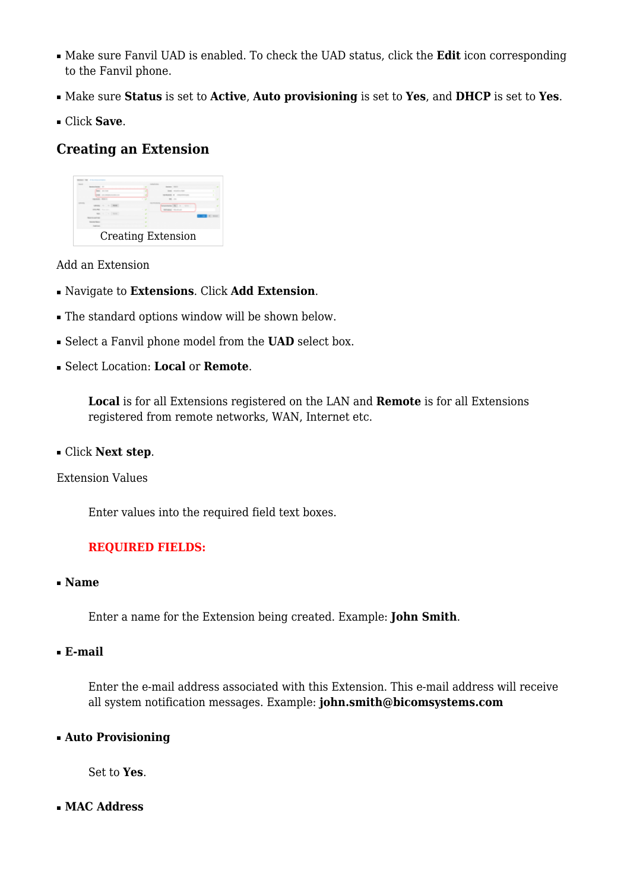- Make sure Fanvil UAD is enabled. To check the UAD status, click the **Edit** icon corresponding to the Fanvil phone.
- Make sure **Status** is set to **Active**, **Auto provisioning** is set to **Yes**, and **DHCP** is set to **Yes**.
- Click **Save**.

## Creating an Extension

Creating Extension

Add an Extension

- Navigate to **Extensions**. Click **Add Extension**.
- The standard options window will be shown below.
- Select a Fanvil phone model from the **UAD** select box.
- Select Location: **Local** or **Remote**.

  **Local** is for all Extensions registered on the LAN and **Remote** is for all Extensions registered from remote networks, WAN, Internet etc.

- Click **Next step**.

Extension Values

Enter values into the required field text boxes.

**REQUIRED FIELDS:**

- **Name**

  Enter a name for the Extension being created. Example: **John Smith**.

- **E-mail**

  Enter the e-mail address associated with this Extension. This e-mail address will receive all system notification messages. Example: **john.smith@bicomsystems.com**

- **Auto Provisioning**

  Set to **Yes**.

- **MAC Address**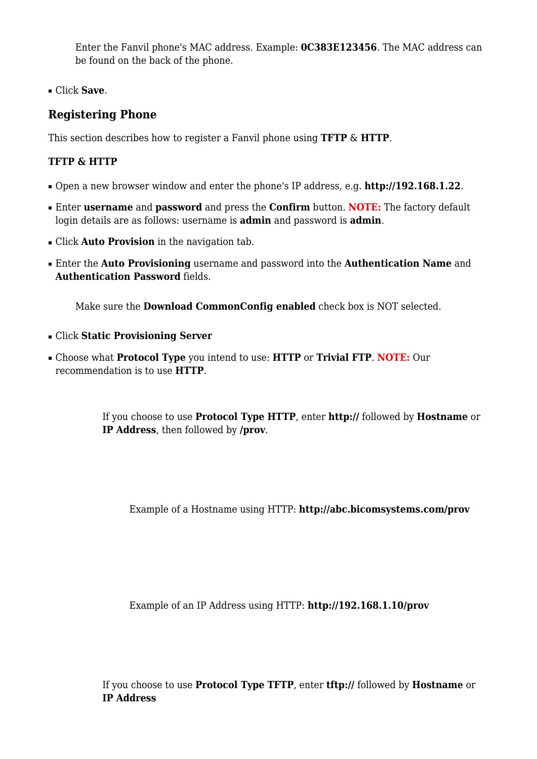Enter the Fanvil phone's MAC address. Example: **0C383E123456**. The MAC address can be found on the back of the phone.

- Click **Save**.

### Registering Phone

This section describes how to register a Fanvil phone using **TFTP** & **HTTP**.

#### TFTP & HTTP

- Open a new browser window and enter the phone's IP address, e.g. **http://192.168.1.22**.
- Enter **username** and **password** and press the **Confirm** button. **NOTE:** The factory default login details are as follows: username is **admin** and password is **admin**.
- Click **Auto Provision** in the navigation tab.
- Enter the **Auto Provisioning** username and password into the **Authentication Name** and **Authentication Password** fields.

  Make sure the **Download CommonConfig enabled** check box is NOT selected.

- Click **Static Provisioning Server**
- Choose what **Protocol Type** you intend to use: **HTTP** or **Trivial FTP**. **NOTE:** Our recommendation is to use **HTTP**.

  If you choose to use **Protocol Type HTTP**, enter **http://** followed by **Hostname** or **IP Address**, then followed by **/prov**.

  Example of a Hostname using HTTP: **http://abc.bicomsystems.com/prov**

  Example of an IP Address using HTTP: **http://192.168.1.10/prov**

  If you choose to use **Protocol Type TFTP**, enter **tftp://** followed by **Hostname** or **IP Address**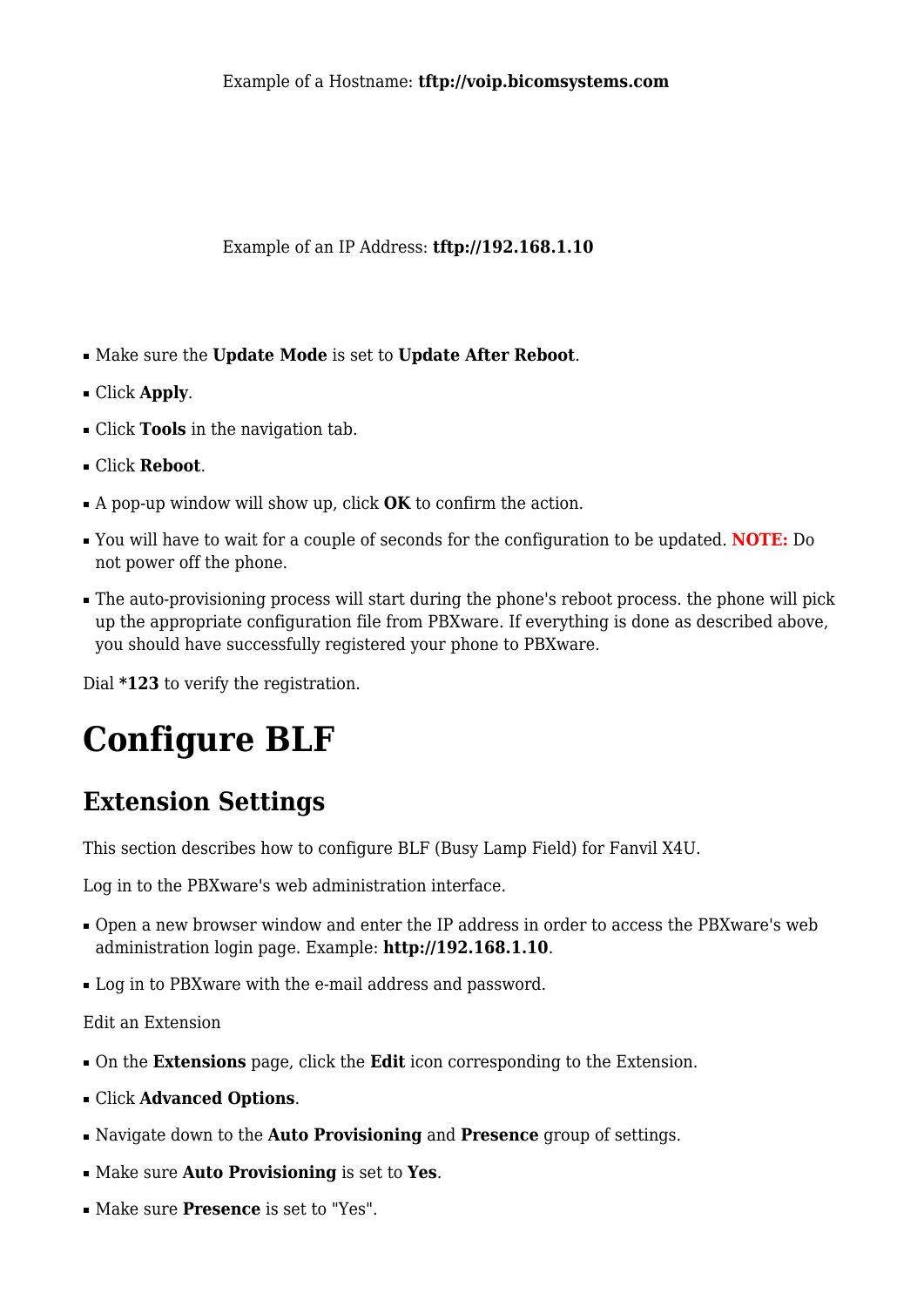Example of a Hostname: **tftp://voip.bicomsystems.com**

Example of an IP Address: **tftp://192.168.1.10**

- Make sure the **Update Mode** is set to **Update After Reboot**.
- Click **Apply**.
- Click **Tools** in the navigation tab.
- Click **Reboot**.
- A pop-up window will show up, click **OK** to confirm the action.
- You will have to wait for a couple of seconds for the configuration to be updated. **NOTE:** Do not power off the phone.
- The auto-provisioning process will start during the phone's reboot process. the phone will pick up the appropriate configuration file from PBXware. If everything is done as described above, you should have successfully registered your phone to PBXware.

Dial ***123** to verify the registration.

# Configure BLF

## Extension Settings

This section describes how to configure BLF (Busy Lamp Field) for Fanvil X4U.

Log in to the PBXware's web administration interface.

- Open a new browser window and enter the IP address in order to access the PBXware's web administration login page. Example: **http://192.168.1.10**.
- Log in to PBXware with the e-mail address and password.

Edit an Extension

- On the **Extensions** page, click the **Edit** icon corresponding to the Extension.
- Click **Advanced Options**.
- Navigate down to the **Auto Provisioning** and **Presence** group of settings.
- Make sure **Auto Provisioning** is set to **Yes**.
- Make sure **Presence** is set to "Yes".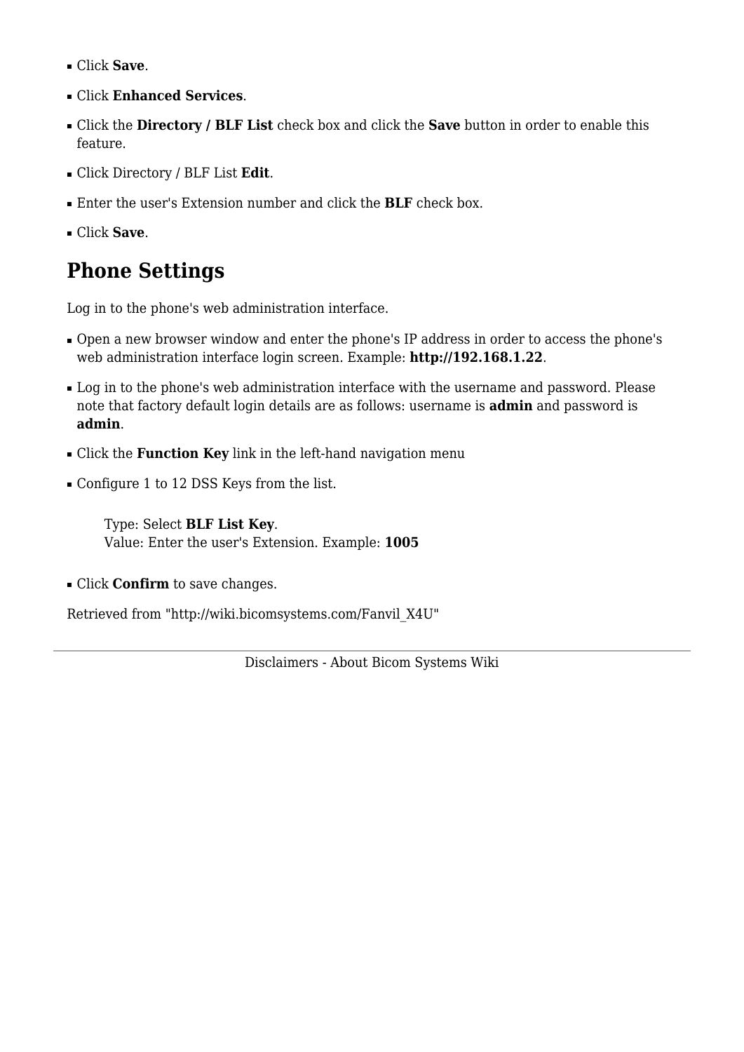- Click **Save**.
- Click **Enhanced Services**.
- Click the **Directory / BLF List** check box and click the **Save** button in order to enable this feature.
- Click Directory / BLF List **Edit**.
- Enter the user's Extension number and click the **BLF** check box.
- Click **Save**.

## Phone Settings

Log in to the phone's web administration interface.

- Open a new browser window and enter the phone's IP address in order to access the phone's web administration interface login screen. Example: **http://192.168.1.22**.
- Log in to the phone's web administration interface with the username and password. Please note that factory default login details are as follows: username is **admin** and password is **admin**.
- Click the **Function Key** link in the left-hand navigation menu
- Configure 1 to 12 DSS Keys from the list.

  Type: Select **BLF List Key**.
  Value: Enter the user's Extension. Example: **1005**

- Click **Confirm** to save changes.

Retrieved from "http://wiki.bicomsystems.com/Fanvil_X4U"

Disclaimers - About Bicom Systems Wiki